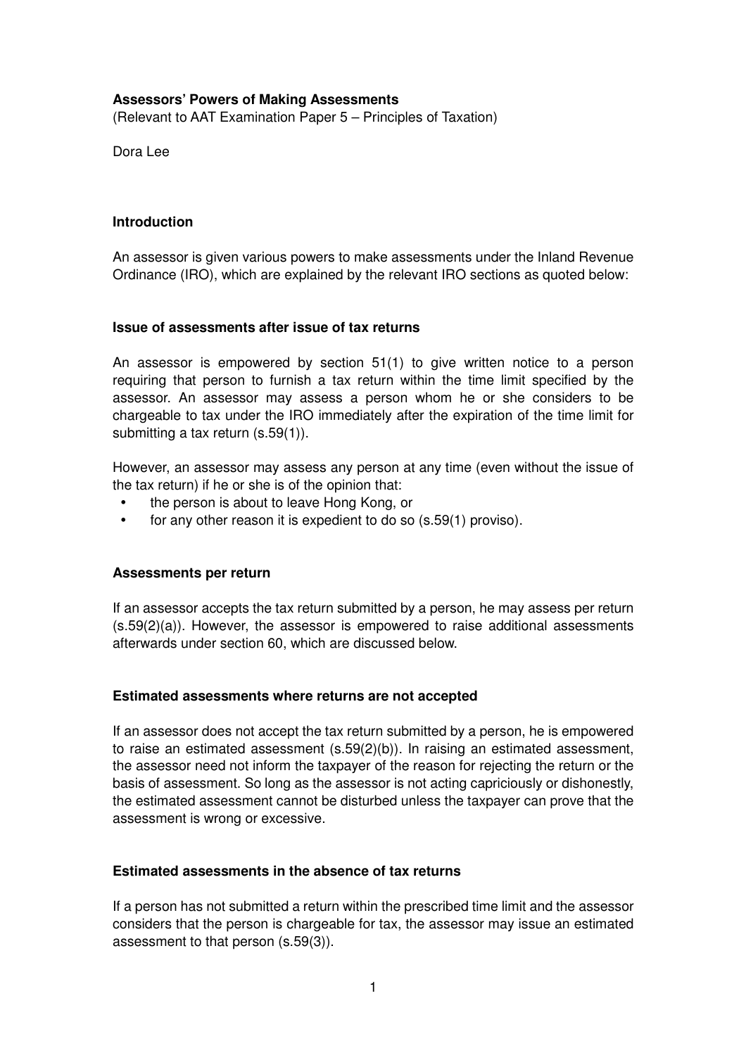# Assessors' Powers of Making Assessments

(Relevant to AAT Examination Paper 5 – Principles of Taxation)

Dora Lee

## Introduction

An assessor is given various powers to make assessments under the Inland Revenue Ordinance (IRO), which are explained by the relevant IRO sections as quoted below:

## Issue of assessments after issue of tax returns

An assessor is empowered by section 51(1) to give written notice to a person requiring that person to furnish a tax return within the time limit specified by the assessor. An assessor may assess a person whom he or she considers to be chargeable to tax under the IRO immediately after the expiration of the time limit for submitting a tax return (s.59(1)).

However, an assessor may assess any person at any time (even without the issue of the tax return) if he or she is of the opinion that:

- the person is about to leave Hong Kong, or
- for any other reason it is expedient to do so (s.59(1) proviso).

## Assessments per return

If an assessor accepts the tax return submitted by a person, he may assess per return (s.59(2)(a)). However, the assessor is empowered to raise additional assessments afterwards under section 60, which are discussed below.

## Estimated assessments where returns are not accepted

If an assessor does not accept the tax return submitted by a person, he is empowered to raise an estimated assessment (s.59(2)(b)). In raising an estimated assessment, the assessor need not inform the taxpayer of the reason for rejecting the return or the basis of assessment. So long as the assessor is not acting capriciously or dishonestly, the estimated assessment cannot be disturbed unless the taxpayer can prove that the assessment is wrong or excessive.

## Estimated assessments in the absence of tax returns

If a person has not submitted a return within the prescribed time limit and the assessor considers that the person is chargeable for tax, the assessor may issue an estimated assessment to that person (s.59(3)).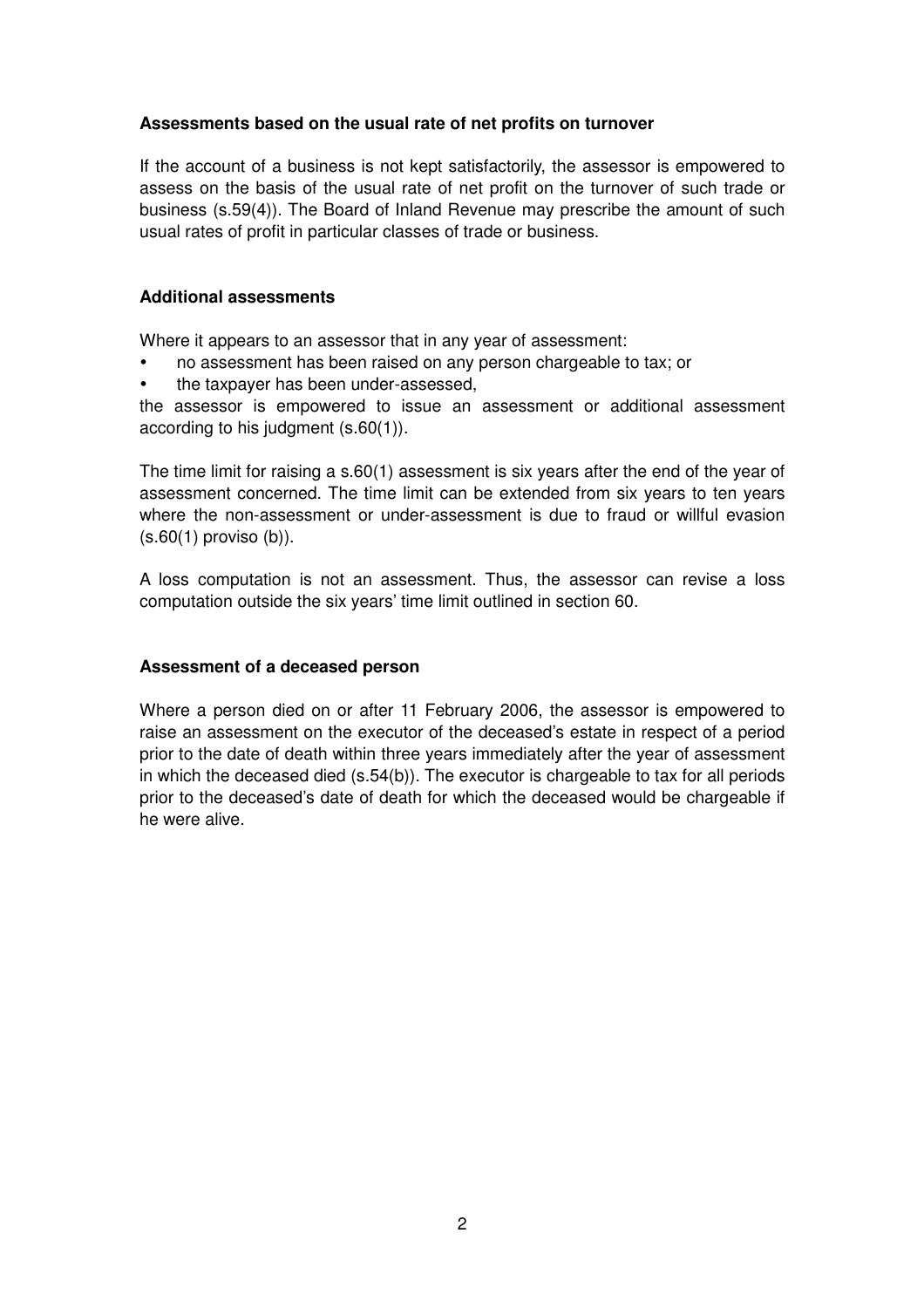**Assessments based on the usual rate of net profits on turnover**

If the account of a business is not kept satisfactorily, the assessor is empowered to assess on the basis of the usual rate of net profit on the turnover of such trade or business (s.59(4)). The Board of Inland Revenue may prescribe the amount of such usual rates of profit in particular classes of trade or business.

**Additional assessments**

Where it appears to an assessor that in any year of assessment:

- no assessment has been raised on any person chargeable to tax; or
- the taxpayer has been under-assessed,

the assessor is empowered to issue an assessment or additional assessment according to his judgment (s.60(1)).

The time limit for raising a s.60(1) assessment is six years after the end of the year of assessment concerned. The time limit can be extended from six years to ten years where the non-assessment or under-assessment is due to fraud or willful evasion (s.60(1) proviso (b)).

A loss computation is not an assessment. Thus, the assessor can revise a loss computation outside the six years' time limit outlined in section 60.

**Assessment of a deceased person**

Where a person died on or after 11 February 2006, the assessor is empowered to raise an assessment on the executor of the deceased's estate in respect of a period prior to the date of death within three years immediately after the year of assessment in which the deceased died (s.54(b)). The executor is chargeable to tax for all periods prior to the deceased's date of death for which the deceased would be chargeable if he were alive.